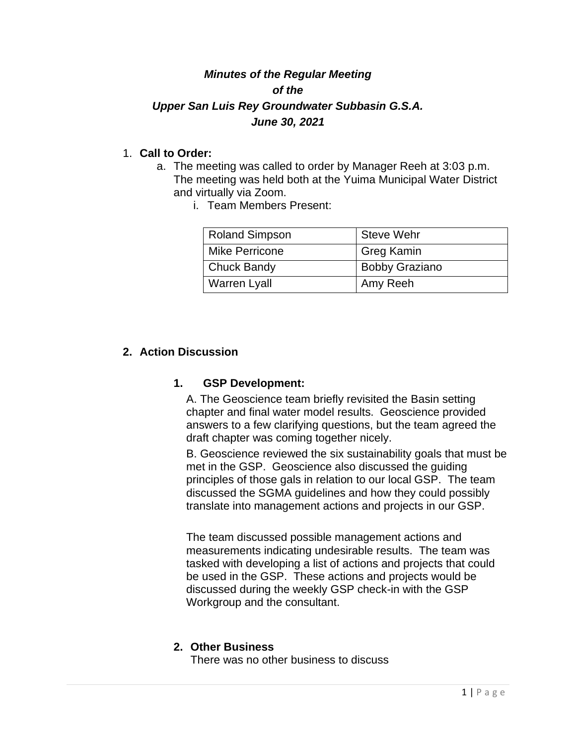***Minutes of the Regular Meeting***
***of the***
***Upper San Luis Rey Groundwater Subbasin G.S.A.***
***June 30, 2021***

1. **Call to Order:**
   a. The meeting was called to order by Manager Reeh at 3:03 p.m. The meeting was held both at the Yuima Municipal Water District and virtually via Zoom.
      i. Team Members Present:

| Roland Simpson | Steve Wehr |
|---|---|
| Mike Perricone | Greg Kamin |
| Chuck Bandy | Bobby Graziano |
| Warren Lyall | Amy Reeh |

2. **Action Discussion**

   1. **GSP Development:**

      A. The Geoscience team briefly revisited the Basin setting chapter and final water model results. Geoscience provided answers to a few clarifying questions, but the team agreed the draft chapter was coming together nicely.

      B. Geoscience reviewed the six sustainability goals that must be met in the GSP. Geoscience also discussed the guiding principles of those gals in relation to our local GSP. The team discussed the SGMA guidelines and how they could possibly translate into management actions and projects in our GSP.

      The team discussed possible management actions and measurements indicating undesirable results. The team was tasked with developing a list of actions and projects that could be used in the GSP. These actions and projects would be discussed during the weekly GSP check-in with the GSP Workgroup and the consultant.

   2. **Other Business**
      There was no other business to discuss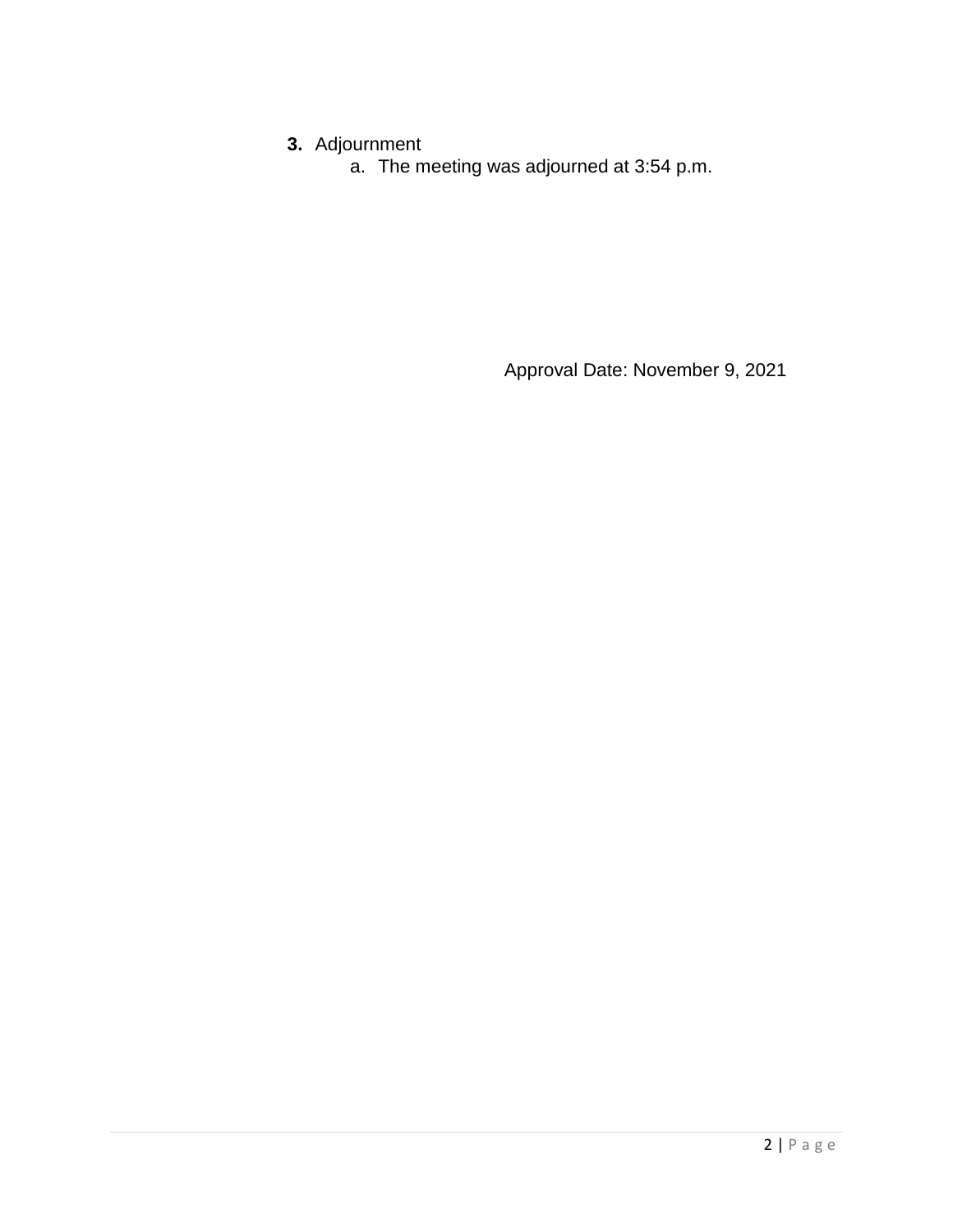3. Adjournment
   a. The meeting was adjourned at 3:54 p.m.

Approval Date: November 9, 2021